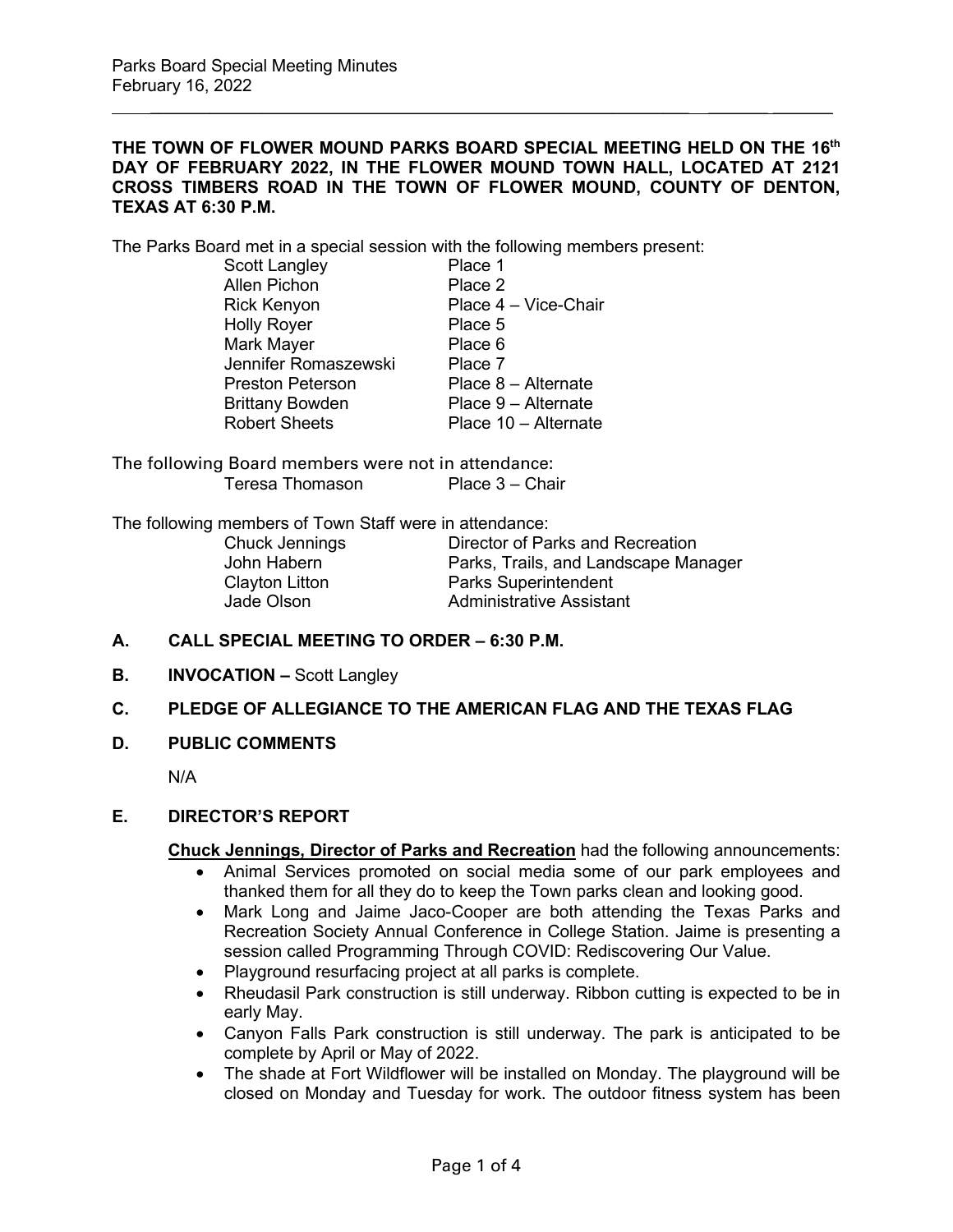THE TOWN OF FLOWER MOUND PARKS BOARD SPECIAL MEETING HELD ON THE 16th DAY OF FEBRUARY 2022, IN THE FLOWER MOUND TOWN HALL, LOCATED AT 2121 CROSS TIMBERS ROAD IN THE TOWN OF FLOWER MOUND, COUNTY OF DENTON, TEXAS AT 6:30 P.M.

The Parks Board met in a special session with the following members present:

| | |
|---|---|
| Scott Langley | Place 1 |
| Allen Pichon | Place 2 |
| Rick Kenyon | Place 4 – Vice-Chair |
| Holly Royer | Place 5 |
| Mark Mayer | Place 6 |
| Jennifer Romaszewski | Place 7 |
| Preston Peterson | Place 8 – Alternate |
| Brittany Bowden | Place 9 – Alternate |
| Robert Sheets | Place 10 – Alternate |

The following Board members were not in attendance:

| | |
|---|---|
| Teresa Thomason | Place 3 – Chair |

The following members of Town Staff were in attendance:

| | |
|---|---|
| Chuck Jennings | Director of Parks and Recreation |
| John Habern | Parks, Trails, and Landscape Manager |
| Clayton Litton | Parks Superintendent |
| Jade Olson | Administrative Assistant |

## A. CALL SPECIAL MEETING TO ORDER – 6:30 P.M.

## B. INVOCATION – Scott Langley

## C. PLEDGE OF ALLEGIANCE TO THE AMERICAN FLAG AND THE TEXAS FLAG

## D. PUBLIC COMMENTS

N/A

## E. DIRECTOR'S REPORT

**Chuck Jennings, Director of Parks and Recreation** had the following announcements:

- Animal Services promoted on social media some of our park employees and thanked them for all they do to keep the Town parks clean and looking good.
- Mark Long and Jaime Jaco-Cooper are both attending the Texas Parks and Recreation Society Annual Conference in College Station. Jaime is presenting a session called Programming Through COVID: Rediscovering Our Value.
- Playground resurfacing project at all parks is complete.
- Rheudasil Park construction is still underway. Ribbon cutting is expected to be in early May.
- Canyon Falls Park construction is still underway. The park is anticipated to be complete by April or May of 2022.
- The shade at Fort Wildflower will be installed on Monday. The playground will be closed on Monday and Tuesday for work. The outdoor fitness system has been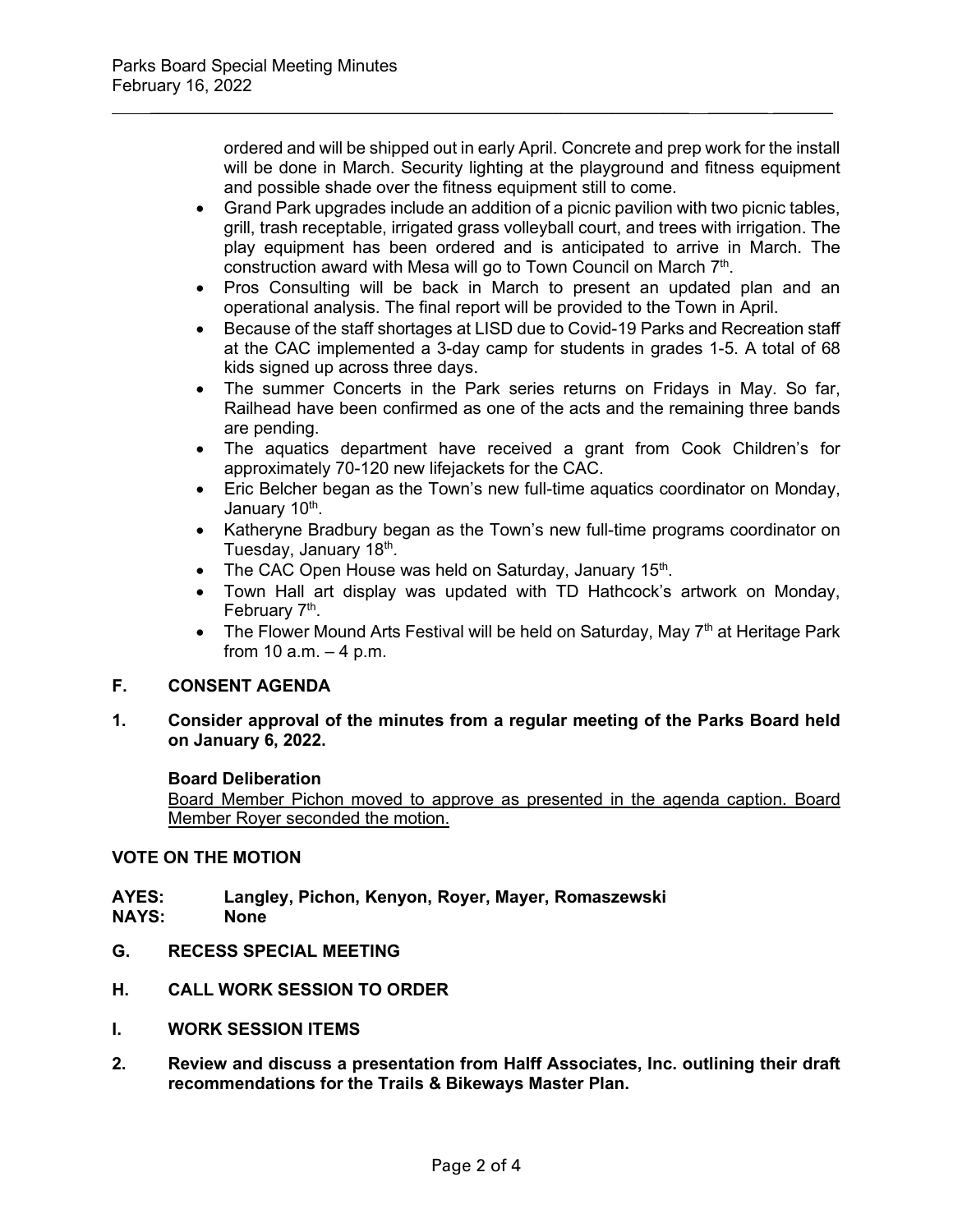ordered and will be shipped out in early April. Concrete and prep work for the install will be done in March. Security lighting at the playground and fitness equipment and possible shade over the fitness equipment still to come.

- Grand Park upgrades include an addition of a picnic pavilion with two picnic tables, grill, trash receptable, irrigated grass volleyball court, and trees with irrigation. The play equipment has been ordered and is anticipated to arrive in March. The construction award with Mesa will go to Town Council on March 7th.
- Pros Consulting will be back in March to present an updated plan and an operational analysis. The final report will be provided to the Town in April.
- Because of the staff shortages at LISD due to Covid-19 Parks and Recreation staff at the CAC implemented a 3-day camp for students in grades 1-5. A total of 68 kids signed up across three days.
- The summer Concerts in the Park series returns on Fridays in May. So far, Railhead have been confirmed as one of the acts and the remaining three bands are pending.
- The aquatics department have received a grant from Cook Children's for approximately 70-120 new lifejackets for the CAC.
- Eric Belcher began as the Town's new full-time aquatics coordinator on Monday, January 10th.
- Katheryne Bradbury began as the Town's new full-time programs coordinator on Tuesday, January 18th.
- The CAC Open House was held on Saturday, January 15th.
- Town Hall art display was updated with TD Hathcock's artwork on Monday, February 7th.
- The Flower Mound Arts Festival will be held on Saturday, May 7th at Heritage Park from 10 a.m. – 4 p.m.

**F. CONSENT AGENDA**

**1. Consider approval of the minutes from a regular meeting of the Parks Board held on January 6, 2022.**

**Board Deliberation**

Board Member Pichon moved to approve as presented in the agenda caption. Board Member Royer seconded the motion.

**VOTE ON THE MOTION**

**AYES: Langley, Pichon, Kenyon, Royer, Mayer, Romaszewski**
**NAYS: None**

**G. RECESS SPECIAL MEETING**

**H. CALL WORK SESSION TO ORDER**

**I. WORK SESSION ITEMS**

**2. Review and discuss a presentation from Halff Associates, Inc. outlining their draft recommendations for the Trails & Bikeways Master Plan.**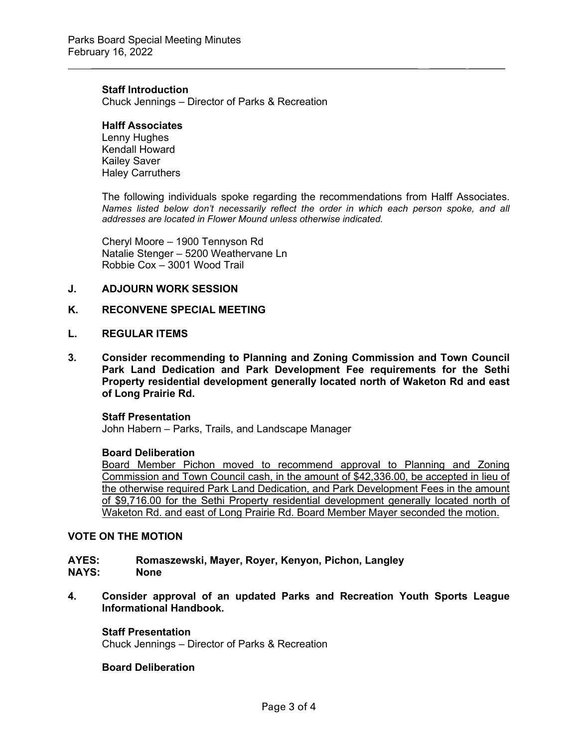**Staff Introduction**
Chuck Jennings – Director of Parks & Recreation

**Halff Associates**
Lenny Hughes
Kendall Howard
Kailey Saver
Haley Carruthers

The following individuals spoke regarding the recommendations from Halff Associates. *Names listed below don't necessarily reflect the order in which each person spoke, and all addresses are located in Flower Mound unless otherwise indicated.*

Cheryl Moore – 1900 Tennyson Rd
Natalie Stenger – 5200 Weathervane Ln
Robbie Cox – 3001 Wood Trail

## J. ADJOURN WORK SESSION

## K. RECONVENE SPECIAL MEETING

## L. REGULAR ITEMS

**3. Consider recommending to Planning and Zoning Commission and Town Council Park Land Dedication and Park Development Fee requirements for the Sethi Property residential development generally located north of Waketon Rd and east of Long Prairie Rd.**

**Staff Presentation**
John Habern – Parks, Trails, and Landscape Manager

**Board Deliberation**
Board Member Pichon moved to recommend approval to Planning and Zoning Commission and Town Council cash, in the amount of $42,336.00, be accepted in lieu of the otherwise required Park Land Dedication, and Park Development Fees in the amount of $9,716.00 for the Sethi Property residential development generally located north of Waketon Rd. and east of Long Prairie Rd. Board Member Mayer seconded the motion.

**VOTE ON THE MOTION**

**AYES:** Romaszewski, Mayer, Royer, Kenyon, Pichon, Langley
**NAYS:** None

**4. Consider approval of an updated Parks and Recreation Youth Sports League Informational Handbook.**

**Staff Presentation**
Chuck Jennings – Director of Parks & Recreation

**Board Deliberation**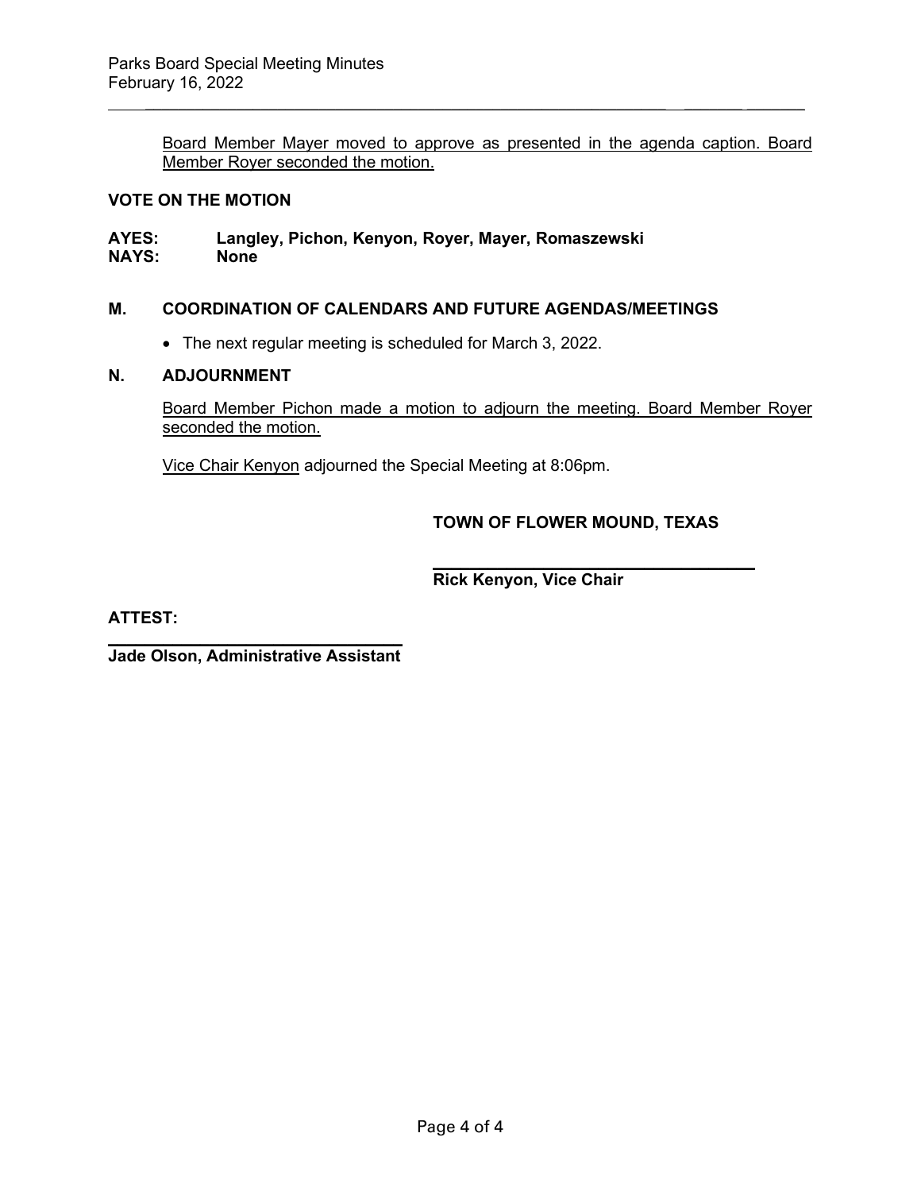Board Member Mayer moved to approve as presented in the agenda caption. Board Member Royer seconded the motion.

**VOTE ON THE MOTION**

**AYES:** **Langley, Pichon, Kenyon, Royer, Mayer, Romaszewski**
**NAYS:** **None**

## M. COORDINATION OF CALENDARS AND FUTURE AGENDAS/MEETINGS

- The next regular meeting is scheduled for March 3, 2022.

## N. ADJOURNMENT

Board Member Pichon made a motion to adjourn the meeting. Board Member Royer seconded the motion.

Vice Chair Kenyon adjourned the Special Meeting at 8:06pm.

**TOWN OF FLOWER MOUND, TEXAS**

______________________________
**Rick Kenyon, Vice Chair**

**ATTEST:**

______________________________
**Jade Olson, Administrative Assistant**